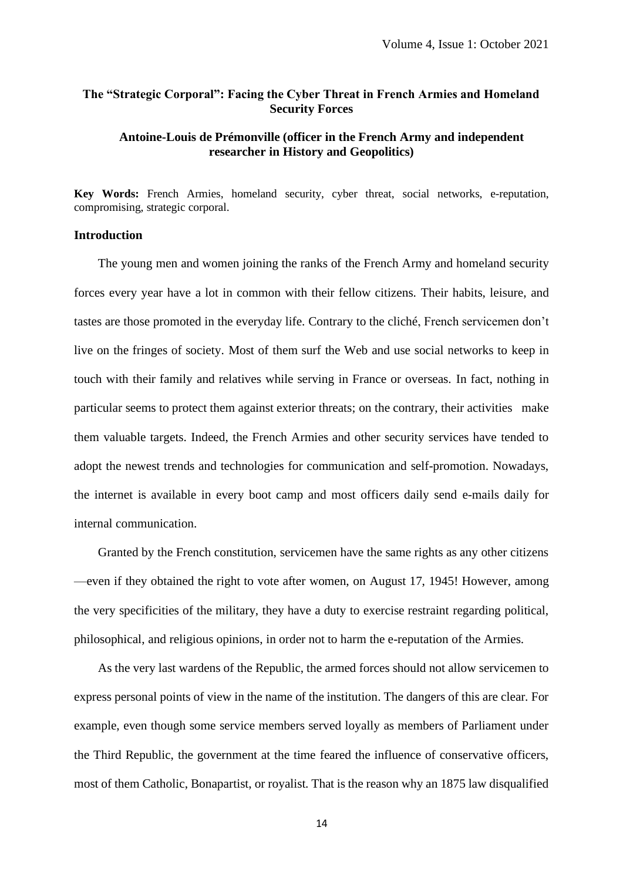## The "Strategic Corporal": Facing the Cyber Threat in French Armies and Homeland Security Forces

**Antoine-Louis de Prémonville (officer in the French Army and independent researcher in History and Geopolitics)**

**Key Words:** French Armies, homeland security, cyber threat, social networks, e-reputation, compromising, strategic corporal.

### Introduction

The young men and women joining the ranks of the French Army and homeland security forces every year have a lot in common with their fellow citizens. Their habits, leisure, and tastes are those promoted in the everyday life. Contrary to the cliché, French servicemen don't live on the fringes of society. Most of them surf the Web and use social networks to keep in touch with their family and relatives while serving in France or overseas. In fact, nothing in particular seems to protect them against exterior threats; on the contrary, their activities make them valuable targets. Indeed, the French Armies and other security services have tended to adopt the newest trends and technologies for communication and self-promotion. Nowadays, the internet is available in every boot camp and most officers daily send e-mails daily for internal communication.

Granted by the French constitution, servicemen have the same rights as any other citizens —even if they obtained the right to vote after women, on August 17, 1945! However, among the very specificities of the military, they have a duty to exercise restraint regarding political, philosophical, and religious opinions, in order not to harm the e-reputation of the Armies.

As the very last wardens of the Republic, the armed forces should not allow servicemen to express personal points of view in the name of the institution. The dangers of this are clear. For example, even though some service members served loyally as members of Parliament under the Third Republic, the government at the time feared the influence of conservative officers, most of them Catholic, Bonapartist, or royalist. That is the reason why an 1875 law disqualified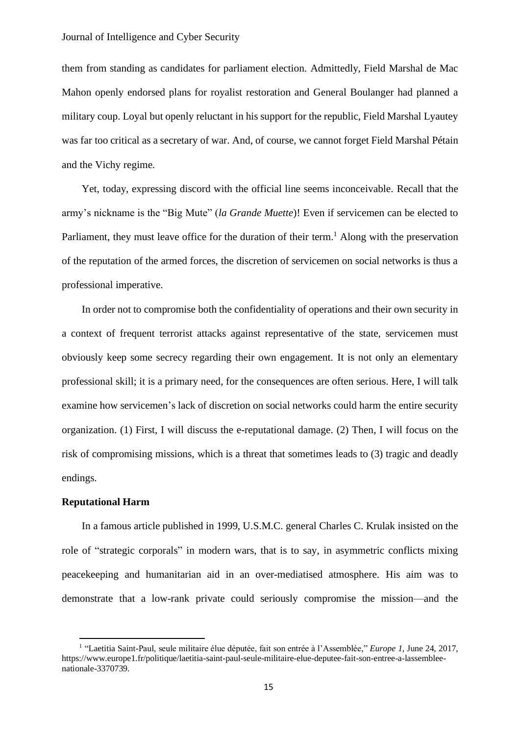them from standing as candidates for parliament election. Admittedly, Field Marshal de Mac Mahon openly endorsed plans for royalist restoration and General Boulanger had planned a military coup. Loyal but openly reluctant in his support for the republic, Field Marshal Lyautey was far too critical as a secretary of war. And, of course, we cannot forget Field Marshal Pétain and the Vichy regime.

Yet, today, expressing discord with the official line seems inconceivable. Recall that the army's nickname is the "Big Mute" (*la Grande Muette*)! Even if servicemen can be elected to Parliament, they must leave office for the duration of their term.[1] Along with the preservation of the reputation of the armed forces, the discretion of servicemen on social networks is thus a professional imperative.

In order not to compromise both the confidentiality of operations and their own security in a context of frequent terrorist attacks against representative of the state, servicemen must obviously keep some secrecy regarding their own engagement. It is not only an elementary professional skill; it is a primary need, for the consequences are often serious. Here, I will talk examine how servicemen's lack of discretion on social networks could harm the entire security organization. (1) First, I will discuss the e-reputational damage. (2) Then, I will focus on the risk of compromising missions, which is a threat that sometimes leads to (3) tragic and deadly endings.

**Reputational Harm**

In a famous article published in 1999, U.S.M.C. general Charles C. Krulak insisted on the role of "strategic corporals" in modern wars, that is to say, in asymmetric conflicts mixing peacekeeping and humanitarian aid in an over-mediatised atmosphere. His aim was to demonstrate that a low-rank private could seriously compromise the mission—and the

[1] "Laetitia Saint-Paul, seule militaire élue députée, fait son entrée à l'Assemblée," *Europe 1*, June 24, 2017, https://www.europe1.fr/politique/laetitia-saint-paul-seule-militaire-elue-deputee-fait-son-entree-a-lassemblee-nationale-3370739.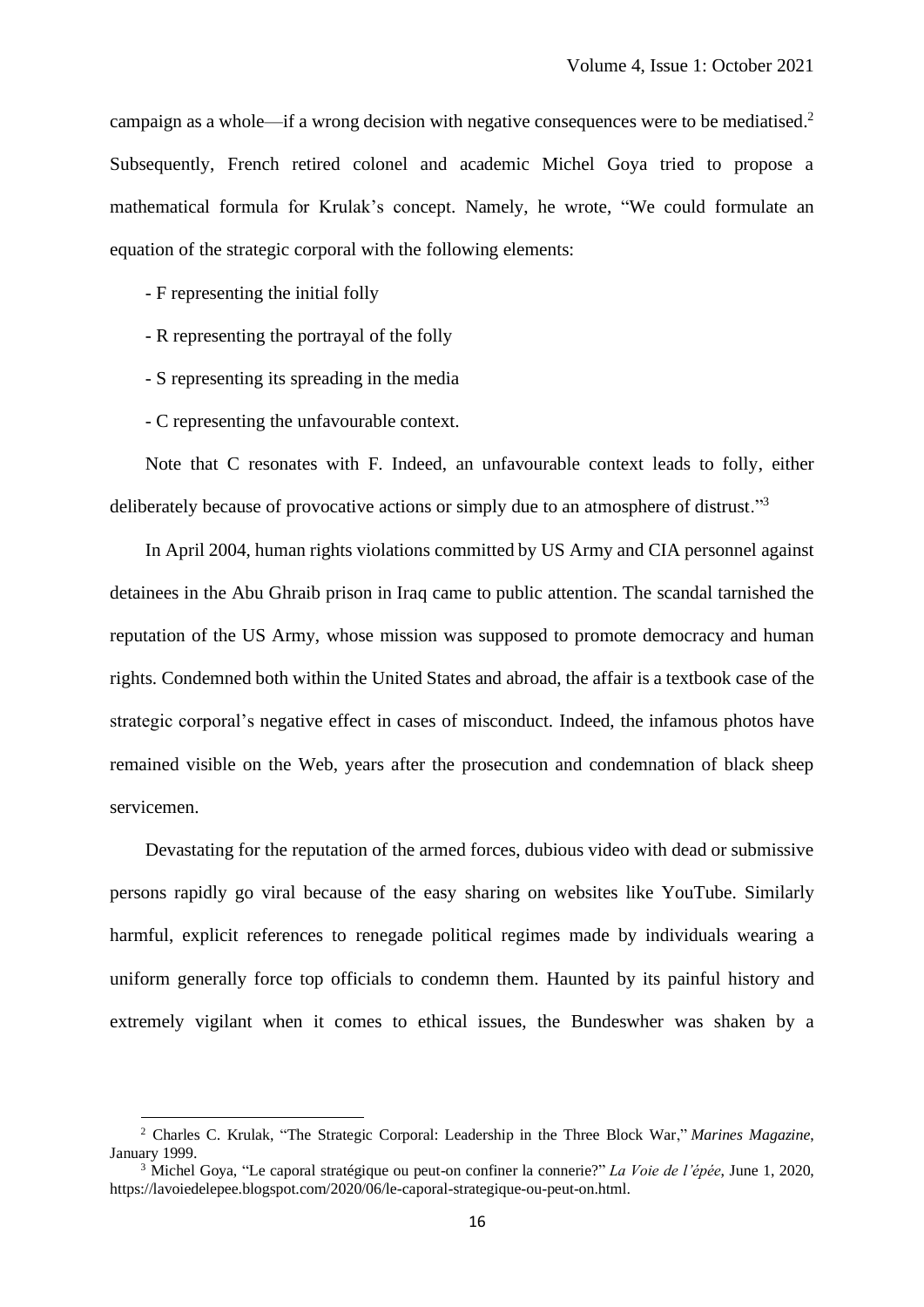campaign as a whole—if a wrong decision with negative consequences were to be mediatised.[2] Subsequently, French retired colonel and academic Michel Goya tried to propose a mathematical formula for Krulak's concept. Namely, he wrote, "We could formulate an equation of the strategic corporal with the following elements:

- F representing the initial folly
- R representing the portrayal of the folly
- S representing its spreading in the media
- C representing the unfavourable context.

Note that C resonates with F. Indeed, an unfavourable context leads to folly, either deliberately because of provocative actions or simply due to an atmosphere of distrust."[3]

In April 2004, human rights violations committed by US Army and CIA personnel against detainees in the Abu Ghraib prison in Iraq came to public attention. The scandal tarnished the reputation of the US Army, whose mission was supposed to promote democracy and human rights. Condemned both within the United States and abroad, the affair is a textbook case of the strategic corporal's negative effect in cases of misconduct. Indeed, the infamous photos have remained visible on the Web, years after the prosecution and condemnation of black sheep servicemen.

Devastating for the reputation of the armed forces, dubious video with dead or submissive persons rapidly go viral because of the easy sharing on websites like YouTube. Similarly harmful, explicit references to renegade political regimes made by individuals wearing a uniform generally force top officials to condemn them. Haunted by its painful history and extremely vigilant when it comes to ethical issues, the Bundeswher was shaken by a

---

[2] Charles C. Krulak, "The Strategic Corporal: Leadership in the Three Block War," *Marines Magazine*, January 1999.

[3] Michel Goya, "Le caporal stratégique ou peut-on confiner la connerie?" *La Voie de l'épée*, June 1, 2020, https://lavoiedelepee.blogspot.com/2020/06/le-caporal-strategique-ou-peut-on.html.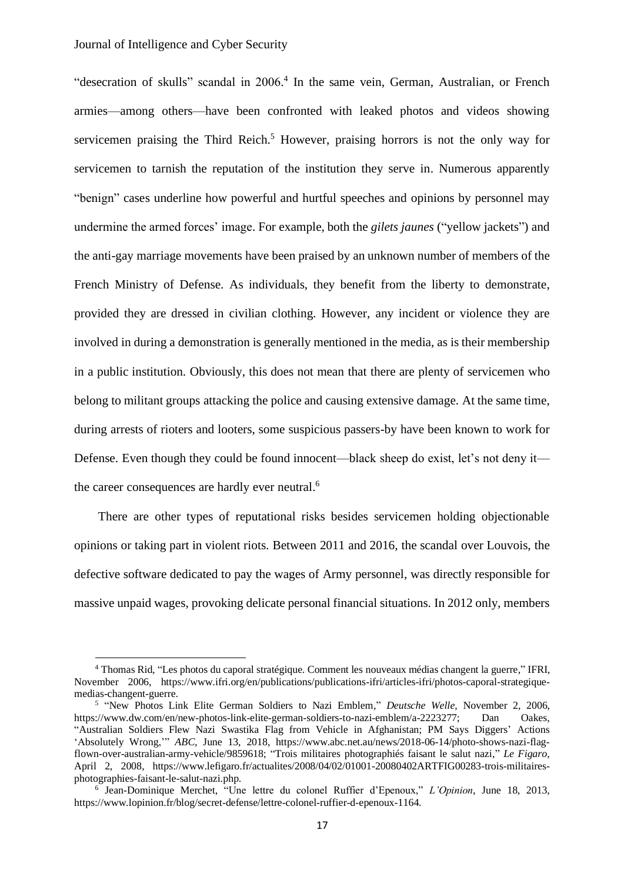"desecration of skulls" scandal in 2006.[4] In the same vein, German, Australian, or French armies—among others—have been confronted with leaked photos and videos showing servicemen praising the Third Reich.[5] However, praising horrors is not the only way for servicemen to tarnish the reputation of the institution they serve in. Numerous apparently "benign" cases underline how powerful and hurtful speeches and opinions by personnel may undermine the armed forces' image. For example, both the *gilets jaunes* ("yellow jackets") and the anti-gay marriage movements have been praised by an unknown number of members of the French Ministry of Defense. As individuals, they benefit from the liberty to demonstrate, provided they are dressed in civilian clothing. However, any incident or violence they are involved in during a demonstration is generally mentioned in the media, as is their membership in a public institution. Obviously, this does not mean that there are plenty of servicemen who belong to militant groups attacking the police and causing extensive damage. At the same time, during arrests of rioters and looters, some suspicious passers-by have been known to work for Defense. Even though they could be found innocent—black sheep do exist, let's not deny it—the career consequences are hardly ever neutral.[6]

There are other types of reputational risks besides servicemen holding objectionable opinions or taking part in violent riots. Between 2011 and 2016, the scandal over Louvois, the defective software dedicated to pay the wages of Army personnel, was directly responsible for massive unpaid wages, provoking delicate personal financial situations. In 2012 only, members

---

[4] Thomas Rid, "Les photos du caporal stratégique. Comment les nouveaux médias changent la guerre," IFRI, November 2006, https://www.ifri.org/en/publications/publications-ifri/articles-ifri/photos-caporal-strategique-medias-changent-guerre.

[5] "New Photos Link Elite German Soldiers to Nazi Emblem," *Deutsche Welle*, November 2, 2006, https://www.dw.com/en/new-photos-link-elite-german-soldiers-to-nazi-emblem/a-2223277; Dan Oakes, "Australian Soldiers Flew Nazi Swastika Flag from Vehicle in Afghanistan; PM Says Diggers' Actions 'Absolutely Wrong,'" *ABC*, June 13, 2018, https://www.abc.net.au/news/2018-06-14/photo-shows-nazi-flag-flown-over-australian-army-vehicle/9859618; "Trois militaires photographiés faisant le salut nazi," *Le Figaro*, April 2, 2008, https://www.lefigaro.fr/actualites/2008/04/02/01001-20080402ARTFIG00283-trois-militaires-photographies-faisant-le-salut-nazi.php.

[6] Jean-Dominique Merchet, "Une lettre du colonel Ruffier d'Epenoux," *L'Opinion*, June 18, 2013, https://www.lopinion.fr/blog/secret-defense/lettre-colonel-ruffier-d-epenoux-1164.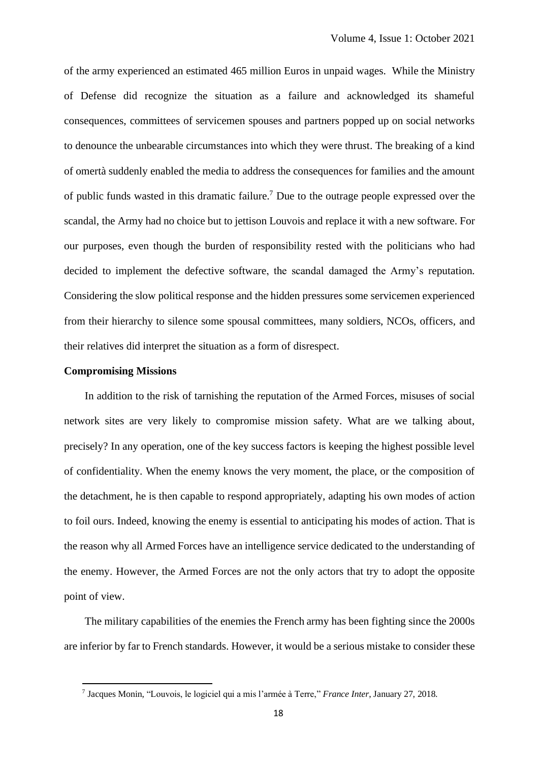of the army experienced an estimated 465 million Euros in unpaid wages. While the Ministry of Defense did recognize the situation as a failure and acknowledged its shameful consequences, committees of servicemen spouses and partners popped up on social networks to denounce the unbearable circumstances into which they were thrust. The breaking of a kind of omertà suddenly enabled the media to address the consequences for families and the amount of public funds wasted in this dramatic failure.[7] Due to the outrage people expressed over the scandal, the Army had no choice but to jettison Louvois and replace it with a new software. For our purposes, even though the burden of responsibility rested with the politicians who had decided to implement the defective software, the scandal damaged the Army's reputation. Considering the slow political response and the hidden pressures some servicemen experienced from their hierarchy to silence some spousal committees, many soldiers, NCOs, officers, and their relatives did interpret the situation as a form of disrespect.

**Compromising Missions**

In addition to the risk of tarnishing the reputation of the Armed Forces, misuses of social network sites are very likely to compromise mission safety. What are we talking about, precisely? In any operation, one of the key success factors is keeping the highest possible level of confidentiality. When the enemy knows the very moment, the place, or the composition of the detachment, he is then capable to respond appropriately, adapting his own modes of action to foil ours. Indeed, knowing the enemy is essential to anticipating his modes of action. That is the reason why all Armed Forces have an intelligence service dedicated to the understanding of the enemy. However, the Armed Forces are not the only actors that try to adopt the opposite point of view.

The military capabilities of the enemies the French army has been fighting since the 2000s are inferior by far to French standards. However, it would be a serious mistake to consider these

[7] Jacques Monin, "Louvois, le logiciel qui a mis l'armée à Terre," *France Inter*, January 27, 2018.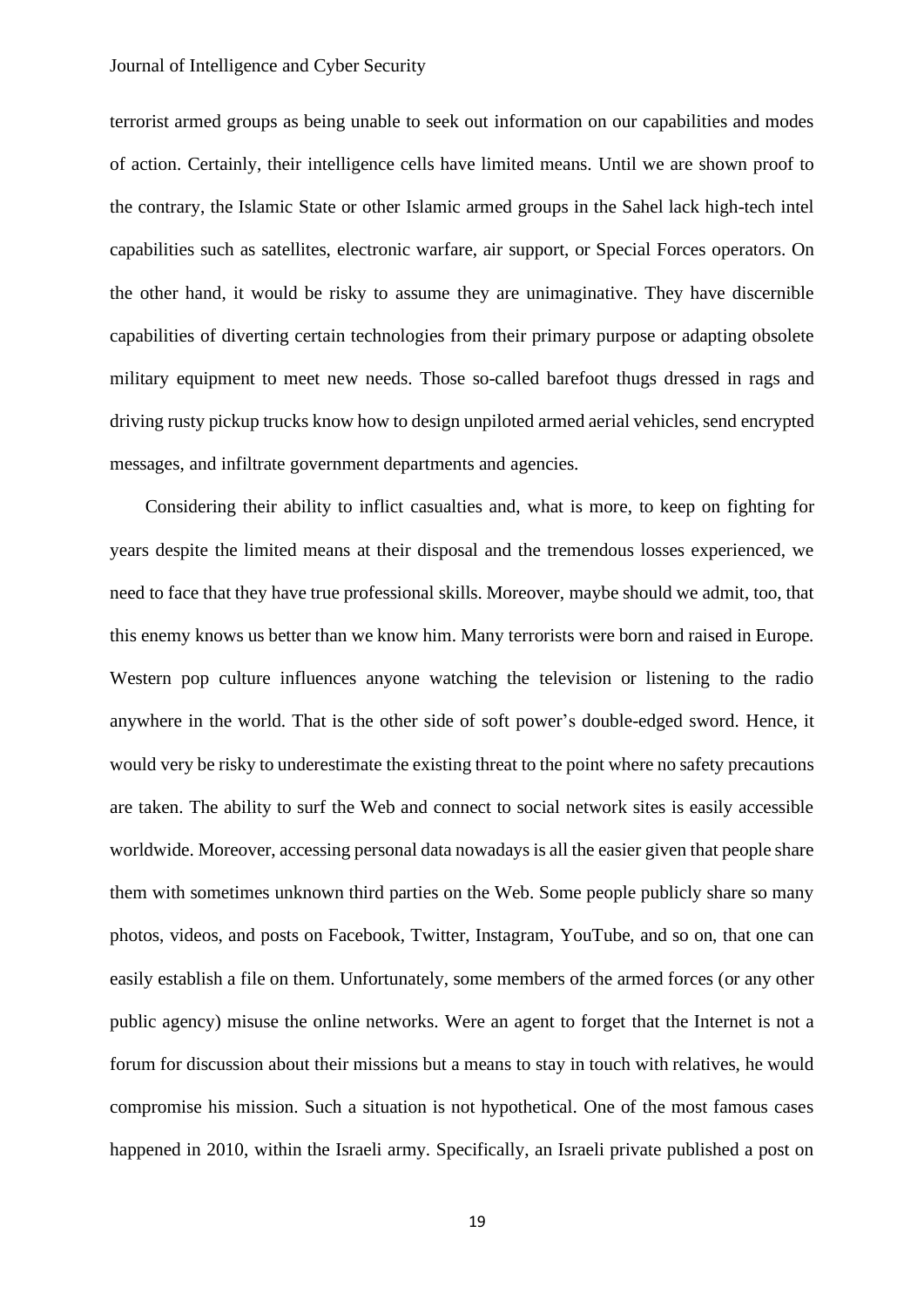terrorist armed groups as being unable to seek out information on our capabilities and modes of action. Certainly, their intelligence cells have limited means. Until we are shown proof to the contrary, the Islamic State or other Islamic armed groups in the Sahel lack high-tech intel capabilities such as satellites, electronic warfare, air support, or Special Forces operators. On the other hand, it would be risky to assume they are unimaginative. They have discernible capabilities of diverting certain technologies from their primary purpose or adapting obsolete military equipment to meet new needs. Those so-called barefoot thugs dressed in rags and driving rusty pickup trucks know how to design unpiloted armed aerial vehicles, send encrypted messages, and infiltrate government departments and agencies.

Considering their ability to inflict casualties and, what is more, to keep on fighting for years despite the limited means at their disposal and the tremendous losses experienced, we need to face that they have true professional skills. Moreover, maybe should we admit, too, that this enemy knows us better than we know him. Many terrorists were born and raised in Europe. Western pop culture influences anyone watching the television or listening to the radio anywhere in the world. That is the other side of soft power's double-edged sword. Hence, it would very be risky to underestimate the existing threat to the point where no safety precautions are taken. The ability to surf the Web and connect to social network sites is easily accessible worldwide. Moreover, accessing personal data nowadays is all the easier given that people share them with sometimes unknown third parties on the Web. Some people publicly share so many photos, videos, and posts on Facebook, Twitter, Instagram, YouTube, and so on, that one can easily establish a file on them. Unfortunately, some members of the armed forces (or any other public agency) misuse the online networks. Were an agent to forget that the Internet is not a forum for discussion about their missions but a means to stay in touch with relatives, he would compromise his mission. Such a situation is not hypothetical. One of the most famous cases happened in 2010, within the Israeli army. Specifically, an Israeli private published a post on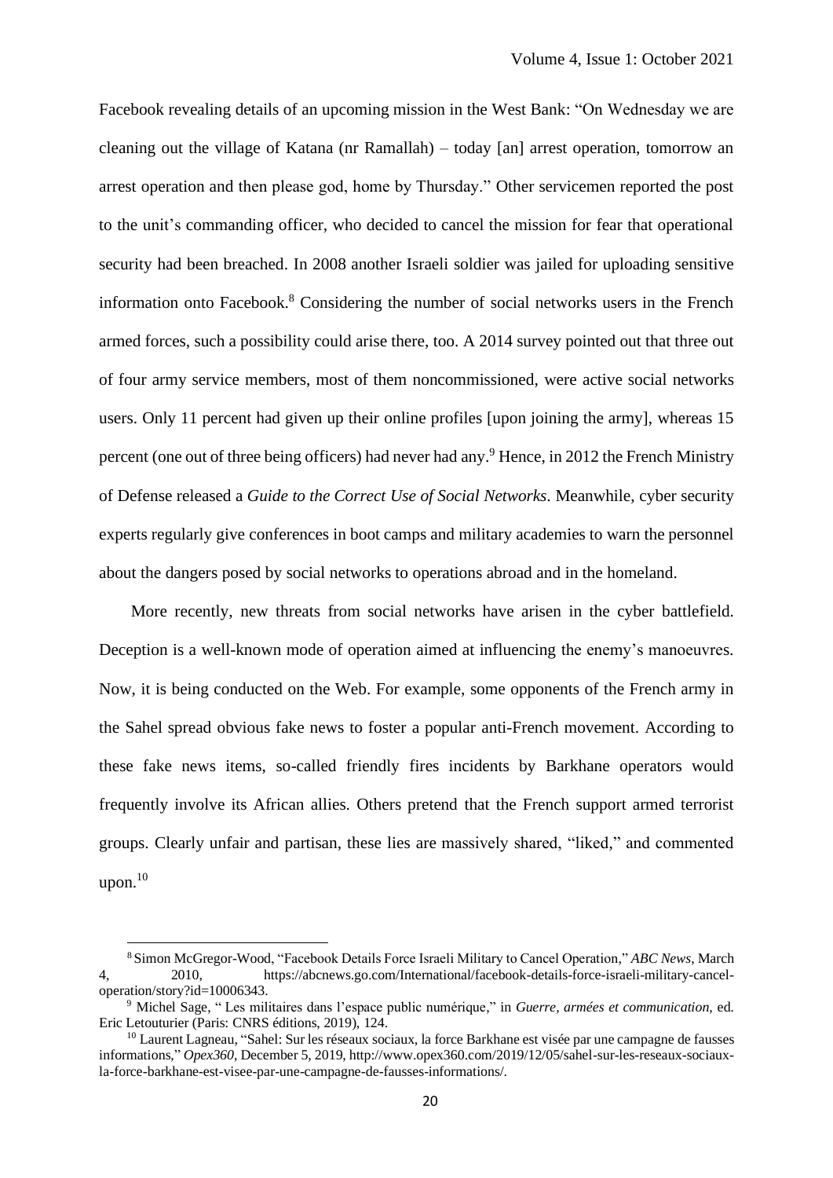Facebook revealing details of an upcoming mission in the West Bank: "On Wednesday we are cleaning out the village of Katana (nr Ramallah) – today [an] arrest operation, tomorrow an arrest operation and then please god, home by Thursday." Other servicemen reported the post to the unit's commanding officer, who decided to cancel the mission for fear that operational security had been breached. In 2008 another Israeli soldier was jailed for uploading sensitive information onto Facebook.[8] Considering the number of social networks users in the French armed forces, such a possibility could arise there, too. A 2014 survey pointed out that three out of four army service members, most of them noncommissioned, were active social networks users. Only 11 percent had given up their online profiles [upon joining the army], whereas 15 percent (one out of three being officers) had never had any.[9] Hence, in 2012 the French Ministry of Defense released a *Guide to the Correct Use of Social Networks*. Meanwhile, cyber security experts regularly give conferences in boot camps and military academies to warn the personnel about the dangers posed by social networks to operations abroad and in the homeland.

More recently, new threats from social networks have arisen in the cyber battlefield. Deception is a well-known mode of operation aimed at influencing the enemy's manoeuvres. Now, it is being conducted on the Web. For example, some opponents of the French army in the Sahel spread obvious fake news to foster a popular anti-French movement. According to these fake news items, so-called friendly fires incidents by Barkhane operators would frequently involve its African allies. Others pretend that the French support armed terrorist groups. Clearly unfair and partisan, these lies are massively shared, "liked," and commented upon.[10]

---

[8] Simon McGregor-Wood, "Facebook Details Force Israeli Military to Cancel Operation," *ABC News*, March 4, 2010, https://abcnews.go.com/International/facebook-details-force-israeli-military-cancel-operation/story?id=10006343.

[9] Michel Sage, " Les militaires dans l'espace public numérique," in *Guerre, armées et communication*, ed. Eric Letouturier (Paris: CNRS éditions, 2019), 124.

[10] Laurent Lagneau, "Sahel: Sur les réseaux sociaux, la force Barkhane est visée par une campagne de fausses informations," *Opex360*, December 5, 2019, http://www.opex360.com/2019/12/05/sahel-sur-les-reseaux-sociaux-la-force-barkhane-est-visee-par-une-campagne-de-fausses-informations/.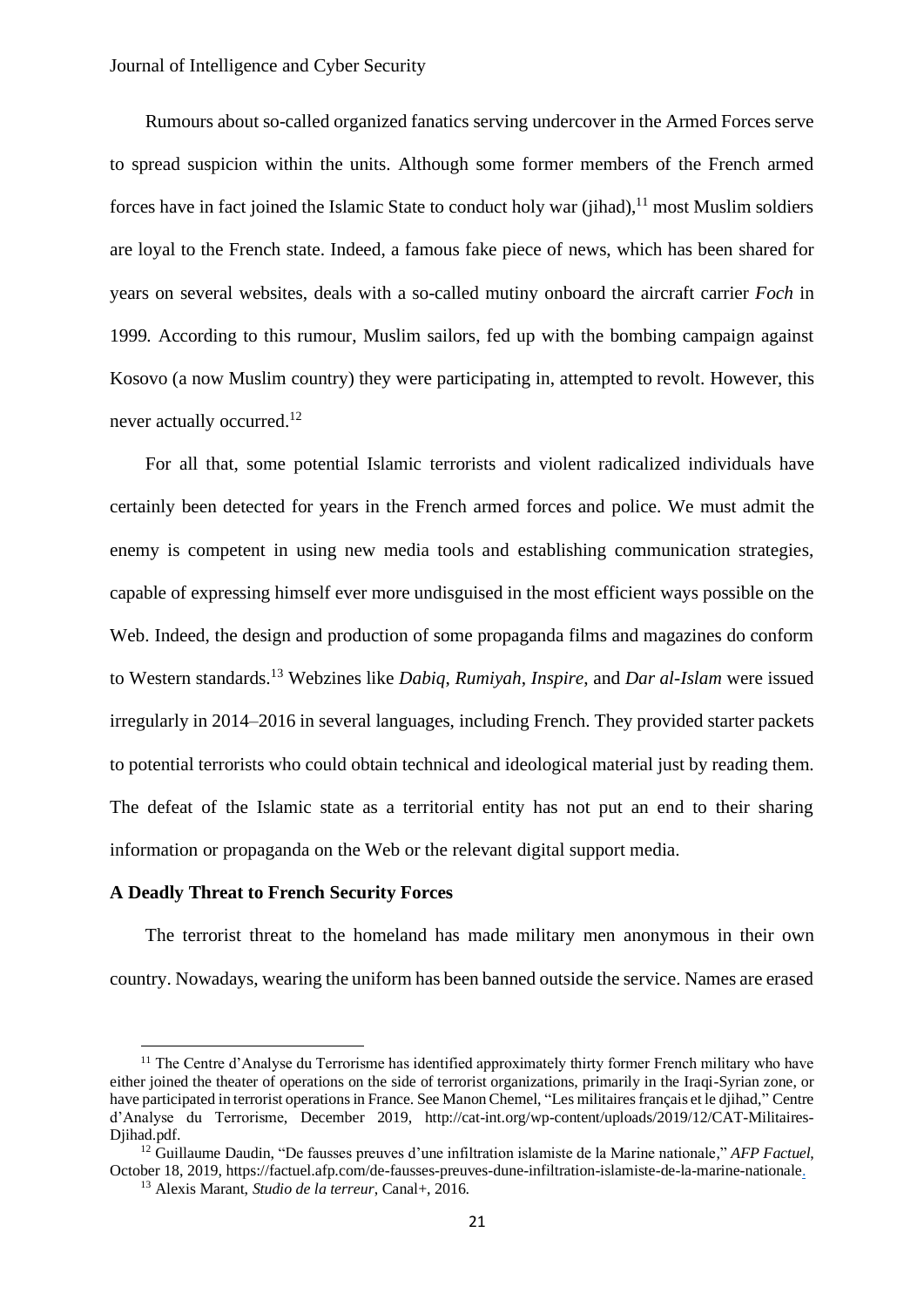Rumours about so-called organized fanatics serving undercover in the Armed Forces serve to spread suspicion within the units. Although some former members of the French armed forces have in fact joined the Islamic State to conduct holy war (jihad),[11] most Muslim soldiers are loyal to the French state. Indeed, a famous fake piece of news, which has been shared for years on several websites, deals with a so-called mutiny onboard the aircraft carrier *Foch* in 1999. According to this rumour, Muslim sailors, fed up with the bombing campaign against Kosovo (a now Muslim country) they were participating in, attempted to revolt. However, this never actually occurred.[12]

For all that, some potential Islamic terrorists and violent radicalized individuals have certainly been detected for years in the French armed forces and police. We must admit the enemy is competent in using new media tools and establishing communication strategies, capable of expressing himself ever more undisguised in the most efficient ways possible on the Web. Indeed, the design and production of some propaganda films and magazines do conform to Western standards.[13] Webzines like *Dabiq*, *Rumiyah*, *Inspire*, and *Dar al-Islam* were issued irregularly in 2014–2016 in several languages, including French. They provided starter packets to potential terrorists who could obtain technical and ideological material just by reading them. The defeat of the Islamic state as a territorial entity has not put an end to their sharing information or propaganda on the Web or the relevant digital support media.

**A Deadly Threat to French Security Forces**

The terrorist threat to the homeland has made military men anonymous in their own country. Nowadays, wearing the uniform has been banned outside the service. Names are erased

---

[11] The Centre d'Analyse du Terrorisme has identified approximately thirty former French military who have either joined the theater of operations on the side of terrorist organizations, primarily in the Iraqi-Syrian zone, or have participated in terrorist operations in France. See Manon Chemel, "Les militaires français et le djihad," Centre d'Analyse du Terrorisme, December 2019, http://cat-int.org/wp-content/uploads/2019/12/CAT-Militaires-Djihad.pdf.

[12] Guillaume Daudin, "De fausses preuves d'une infiltration islamiste de la Marine nationale," *AFP Factuel*, October 18, 2019, https://factuel.afp.com/de-fausses-preuves-dune-infiltration-islamiste-de-la-marine-nationale.

[13] Alexis Marant, *Studio de la terreur*, Canal+, 2016.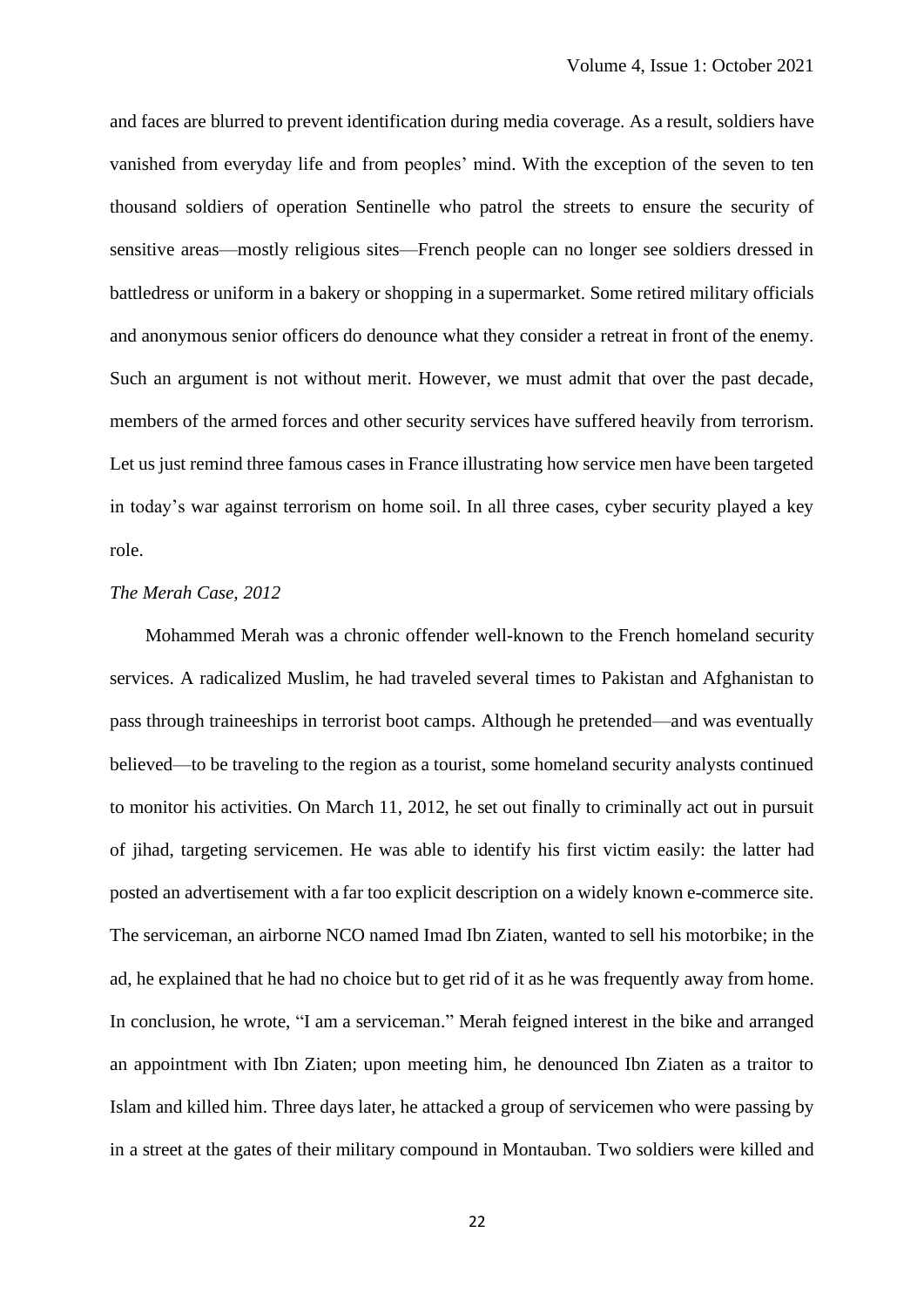and faces are blurred to prevent identification during media coverage. As a result, soldiers have vanished from everyday life and from peoples' mind. With the exception of the seven to ten thousand soldiers of operation Sentinelle who patrol the streets to ensure the security of sensitive areas—mostly religious sites—French people can no longer see soldiers dressed in battledress or uniform in a bakery or shopping in a supermarket. Some retired military officials and anonymous senior officers do denounce what they consider a retreat in front of the enemy. Such an argument is not without merit. However, we must admit that over the past decade, members of the armed forces and other security services have suffered heavily from terrorism. Let us just remind three famous cases in France illustrating how service men have been targeted in today's war against terrorism on home soil. In all three cases, cyber security played a key role.

*The Merah Case, 2012*

Mohammed Merah was a chronic offender well-known to the French homeland security services. A radicalized Muslim, he had traveled several times to Pakistan and Afghanistan to pass through traineeships in terrorist boot camps. Although he pretended—and was eventually believed—to be traveling to the region as a tourist, some homeland security analysts continued to monitor his activities. On March 11, 2012, he set out finally to criminally act out in pursuit of jihad, targeting servicemen. He was able to identify his first victim easily: the latter had posted an advertisement with a far too explicit description on a widely known e-commerce site. The serviceman, an airborne NCO named Imad Ibn Ziaten, wanted to sell his motorbike; in the ad, he explained that he had no choice but to get rid of it as he was frequently away from home. In conclusion, he wrote, "I am a serviceman." Merah feigned interest in the bike and arranged an appointment with Ibn Ziaten; upon meeting him, he denounced Ibn Ziaten as a traitor to Islam and killed him. Three days later, he attacked a group of servicemen who were passing by in a street at the gates of their military compound in Montauban. Two soldiers were killed and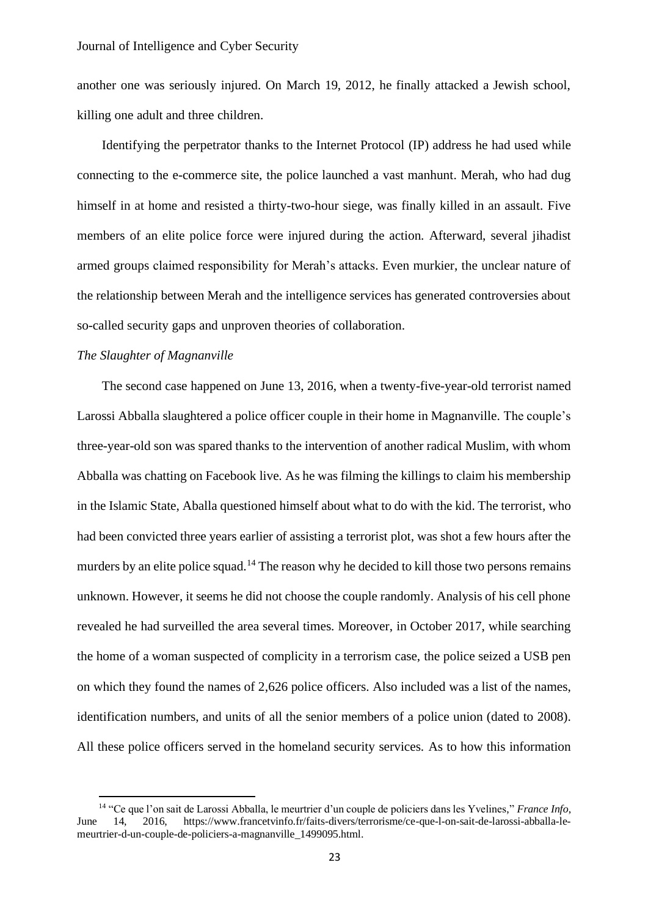another one was seriously injured. On March 19, 2012, he finally attacked a Jewish school, killing one adult and three children.

Identifying the perpetrator thanks to the Internet Protocol (IP) address he had used while connecting to the e-commerce site, the police launched a vast manhunt. Merah, who had dug himself in at home and resisted a thirty-two-hour siege, was finally killed in an assault. Five members of an elite police force were injured during the action. Afterward, several jihadist armed groups claimed responsibility for Merah's attacks. Even murkier, the unclear nature of the relationship between Merah and the intelligence services has generated controversies about so-called security gaps and unproven theories of collaboration.

*The Slaughter of Magnanville*

The second case happened on June 13, 2016, when a twenty-five-year-old terrorist named Larossi Abballa slaughtered a police officer couple in their home in Magnanville. The couple's three-year-old son was spared thanks to the intervention of another radical Muslim, with whom Abballa was chatting on Facebook live. As he was filming the killings to claim his membership in the Islamic State, Aballa questioned himself about what to do with the kid. The terrorist, who had been convicted three years earlier of assisting a terrorist plot, was shot a few hours after the murders by an elite police squad.[14] The reason why he decided to kill those two persons remains unknown. However, it seems he did not choose the couple randomly. Analysis of his cell phone revealed he had surveilled the area several times. Moreover, in October 2017, while searching the home of a woman suspected of complicity in a terrorism case, the police seized a USB pen on which they found the names of 2,626 police officers. Also included was a list of the names, identification numbers, and units of all the senior members of a police union (dated to 2008). All these police officers served in the homeland security services. As to how this information

[14] "Ce que l'on sait de Larossi Abballa, le meurtrier d'un couple de policiers dans les Yvelines," *France Info*, June 14, 2016, https://www.francetvinfo.fr/faits-divers/terrorisme/ce-que-l-on-sait-de-larossi-abballa-le-meurtrier-d-un-couple-de-policiers-a-magnanville_1499095.html.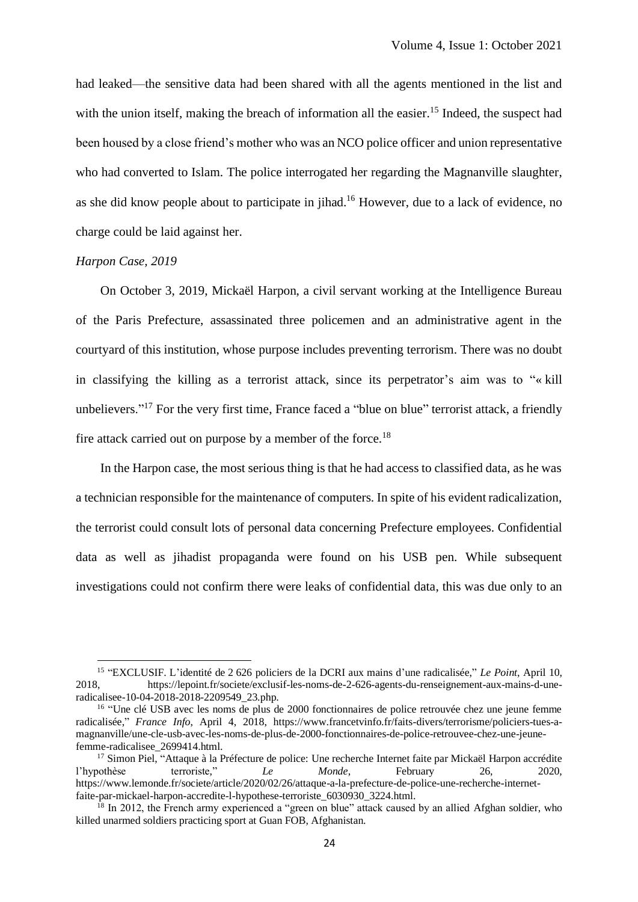had leaked—the sensitive data had been shared with all the agents mentioned in the list and with the union itself, making the breach of information all the easier.[15] Indeed, the suspect had been housed by a close friend's mother who was an NCO police officer and union representative who had converted to Islam. The police interrogated her regarding the Magnanville slaughter, as she did know people about to participate in jihad.[16] However, due to a lack of evidence, no charge could be laid against her.

*Harpon Case, 2019*

On October 3, 2019, Mickaël Harpon, a civil servant working at the Intelligence Bureau of the Paris Prefecture, assassinated three policemen and an administrative agent in the courtyard of this institution, whose purpose includes preventing terrorism. There was no doubt in classifying the killing as a terrorist attack, since its perpetrator's aim was to "« kill unbelievers."[17] For the very first time, France faced a "blue on blue" terrorist attack, a friendly fire attack carried out on purpose by a member of the force.[18]

In the Harpon case, the most serious thing is that he had access to classified data, as he was a technician responsible for the maintenance of computers. In spite of his evident radicalization, the terrorist could consult lots of personal data concerning Prefecture employees. Confidential data as well as jihadist propaganda were found on his USB pen. While subsequent investigations could not confirm there were leaks of confidential data, this was due only to an

---

[15] "EXCLUSIF. L'identité de 2 626 policiers de la DCRI aux mains d'une radicalisée," *Le Point*, April 10, 2018, https://lepoint.fr/societe/exclusif-les-noms-de-2-626-agents-du-renseignement-aux-mains-d-une-radicalisee-10-04-2018-2018-2209549_23.php.

[16] "Une clé USB avec les noms de plus de 2000 fonctionnaires de police retrouvée chez une jeune femme radicalisée," *France Info*, April 4, 2018, https://www.francetvinfo.fr/faits-divers/terrorisme/policiers-tues-a-magnanville/une-cle-usb-avec-les-noms-de-plus-de-2000-fonctionnaires-de-police-retrouvee-chez-une-jeune-femme-radicalisee_2699414.html.

[17] Simon Piel, "Attaque à la Préfecture de police: Une recherche Internet faite par Mickaël Harpon accrédite l'hypothèse terroriste," *Le Monde*, February 26, 2020, https://www.lemonde.fr/societe/article/2020/02/26/attaque-a-la-prefecture-de-police-une-recherche-internet-faite-par-mickael-harpon-accredite-l-hypothese-terroriste_6030930_3224.html.

[18] In 2012, the French army experienced a "green on blue" attack caused by an allied Afghan soldier, who killed unarmed soldiers practicing sport at Guan FOB, Afghanistan.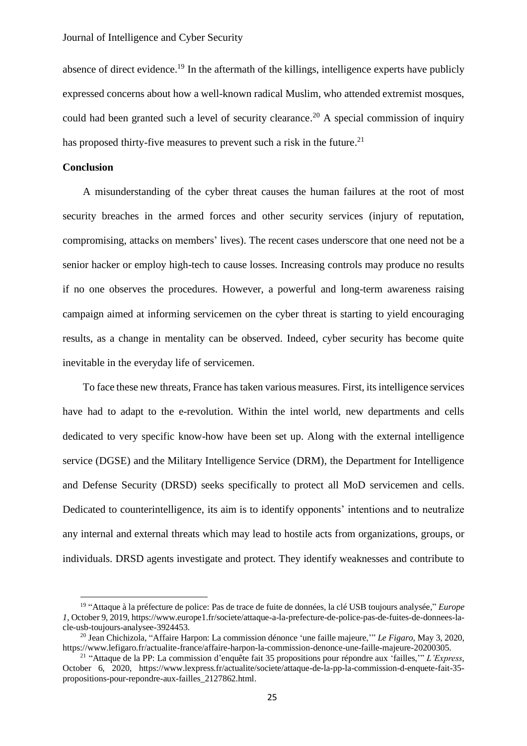absence of direct evidence.[19] In the aftermath of the killings, intelligence experts have publicly expressed concerns about how a well-known radical Muslim, who attended extremist mosques, could had been granted such a level of security clearance.[20] A special commission of inquiry has proposed thirty-five measures to prevent such a risk in the future.[21]

## Conclusion

A misunderstanding of the cyber threat causes the human failures at the root of most security breaches in the armed forces and other security services (injury of reputation, compromising, attacks on members' lives). The recent cases underscore that one need not be a senior hacker or employ high-tech to cause losses. Increasing controls may produce no results if no one observes the procedures. However, a powerful and long-term awareness raising campaign aimed at informing servicemen on the cyber threat is starting to yield encouraging results, as a change in mentality can be observed. Indeed, cyber security has become quite inevitable in the everyday life of servicemen.

To face these new threats, France has taken various measures. First, its intelligence services have had to adapt to the e-revolution. Within the intel world, new departments and cells dedicated to very specific know-how have been set up. Along with the external intelligence service (DGSE) and the Military Intelligence Service (DRM), the Department for Intelligence and Defense Security (DRSD) seeks specifically to protect all MoD servicemen and cells. Dedicated to counterintelligence, its aim is to identify opponents' intentions and to neutralize any internal and external threats which may lead to hostile acts from organizations, groups, or individuals. DRSD agents investigate and protect. They identify weaknesses and contribute to

---

[19] "Attaque à la préfecture de police: Pas de trace de fuite de données, la clé USB toujours analysée," *Europe 1*, October 9, 2019, https://www.europe1.fr/societe/attaque-a-la-prefecture-de-police-pas-de-fuites-de-donnees-la-cle-usb-toujours-analysee-3924453.

[20] Jean Chichizola, "Affaire Harpon: La commission dénonce 'une faille majeure,'" *Le Figaro*, May 3, 2020, https://www.lefigaro.fr/actualite-france/affaire-harpon-la-commission-denonce-une-faille-majeure-20200305.

[21] "Attaque de la PP: La commission d'enquête fait 35 propositions pour répondre aux 'failles,'" *L'Express*, October 6, 2020, https://www.lexpress.fr/actualite/societe/attaque-de-la-pp-la-commission-d-enquete-fait-35-propositions-pour-repondre-aux-failles_2127862.html.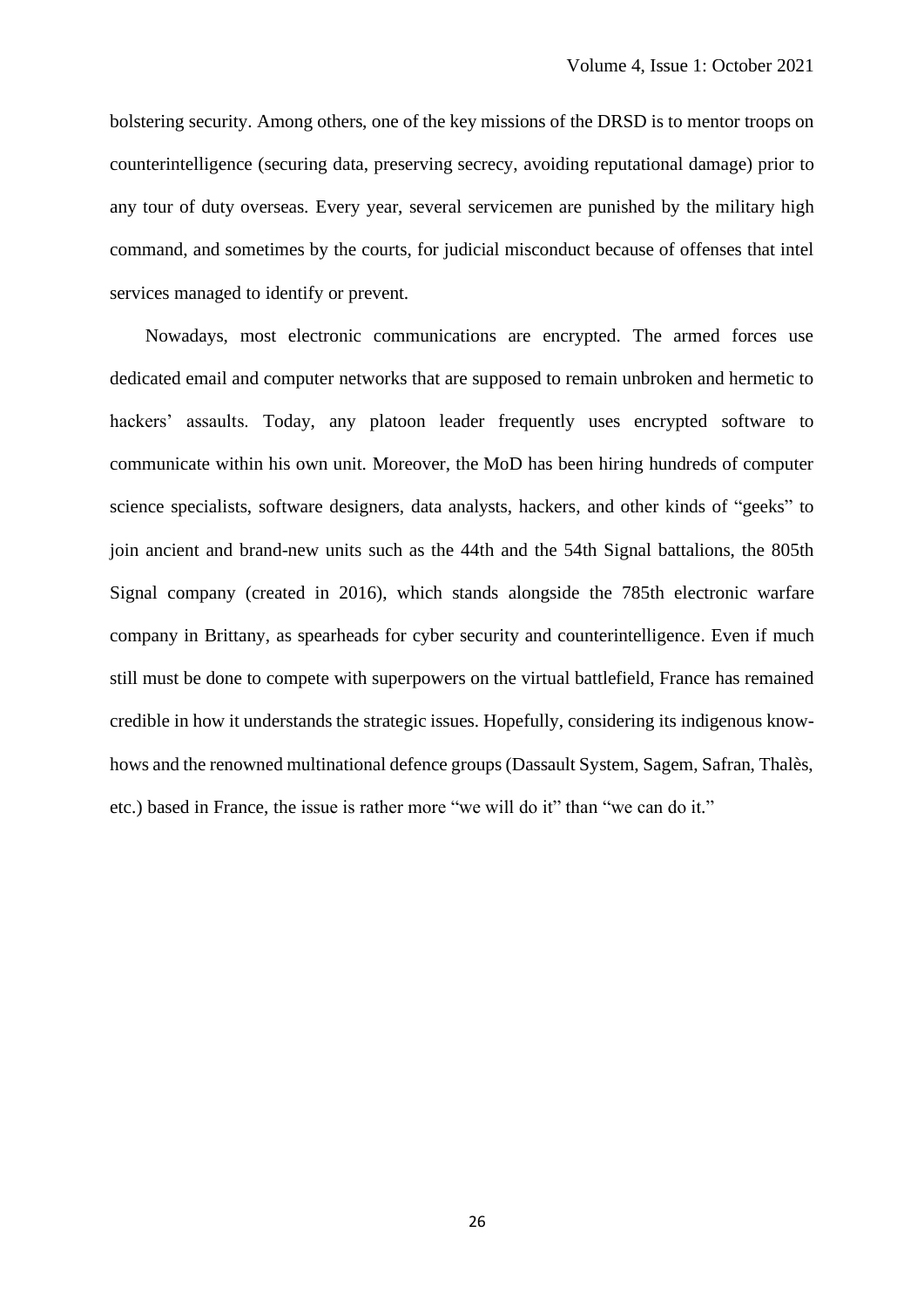bolstering security. Among others, one of the key missions of the DRSD is to mentor troops on counterintelligence (securing data, preserving secrecy, avoiding reputational damage) prior to any tour of duty overseas. Every year, several servicemen are punished by the military high command, and sometimes by the courts, for judicial misconduct because of offenses that intel services managed to identify or prevent.

Nowadays, most electronic communications are encrypted. The armed forces use dedicated email and computer networks that are supposed to remain unbroken and hermetic to hackers' assaults. Today, any platoon leader frequently uses encrypted software to communicate within his own unit. Moreover, the MoD has been hiring hundreds of computer science specialists, software designers, data analysts, hackers, and other kinds of "geeks" to join ancient and brand-new units such as the 44th and the 54th Signal battalions, the 805th Signal company (created in 2016), which stands alongside the 785th electronic warfare company in Brittany, as spearheads for cyber security and counterintelligence. Even if much still must be done to compete with superpowers on the virtual battlefield, France has remained credible in how it understands the strategic issues. Hopefully, considering its indigenous know-hows and the renowned multinational defence groups (Dassault System, Sagem, Safran, Thalès, etc.) based in France, the issue is rather more "we will do it" than "we can do it."